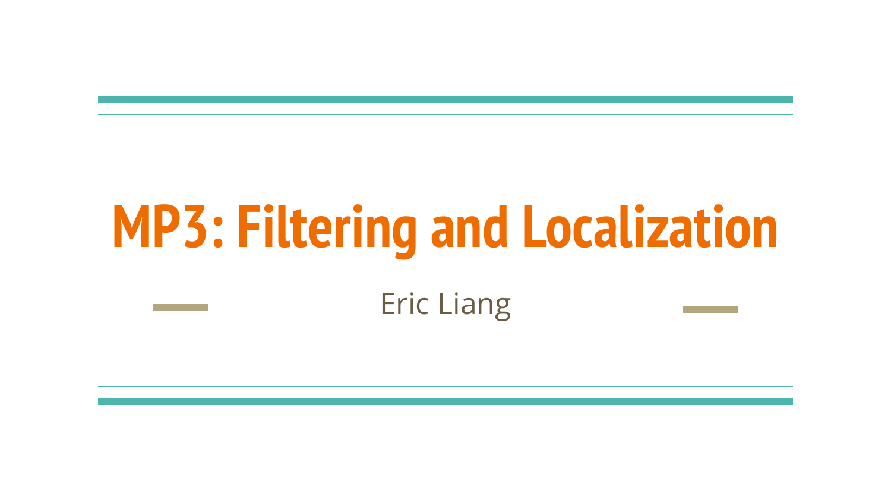# MP3: Filtering and Localization

Eric Liang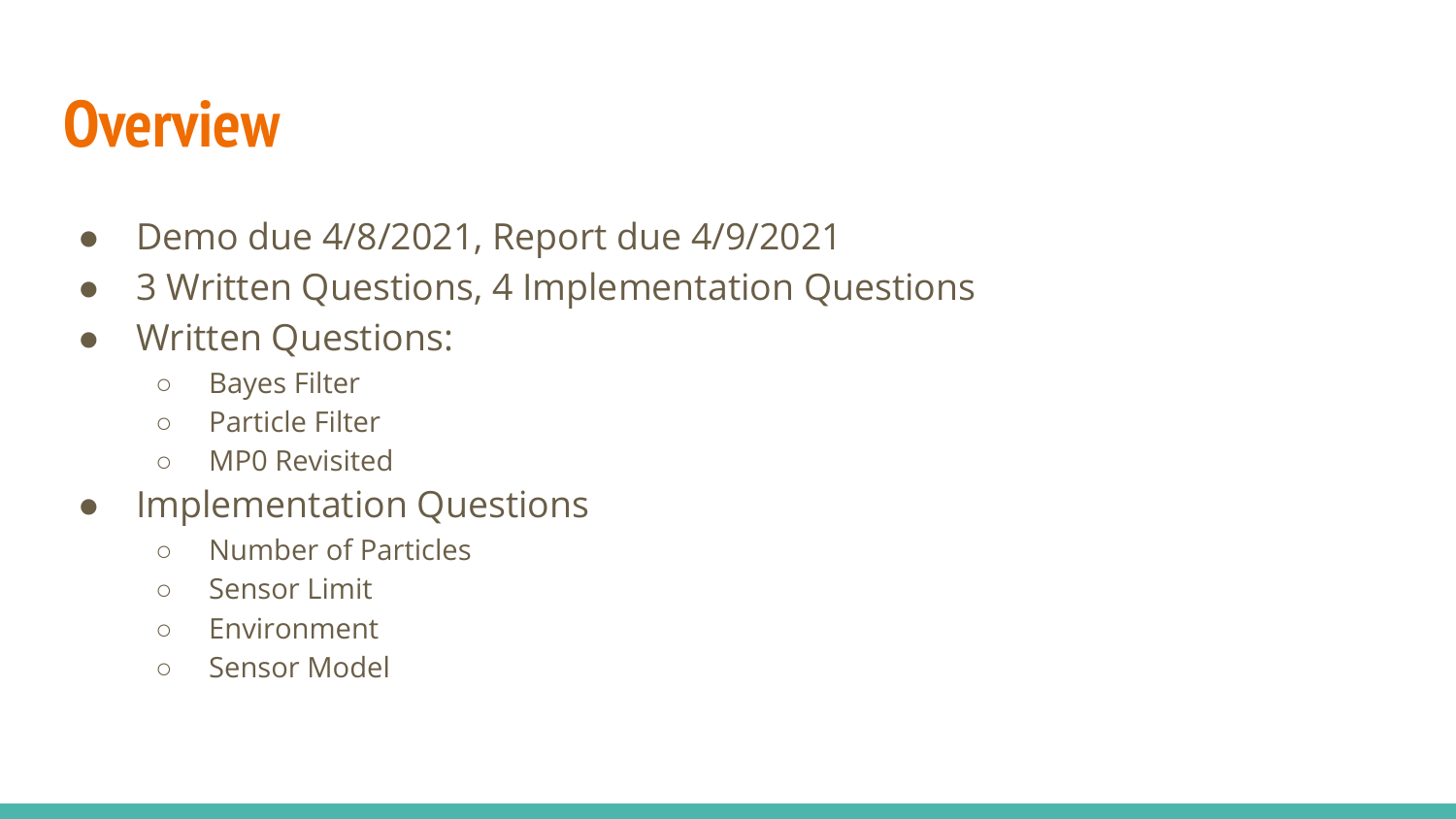# Overview

- Demo due 4/8/2021, Report due 4/9/2021
- 3 Written Questions, 4 Implementation Questions
- Written Questions:
  - Bayes Filter
  - Particle Filter
  - MP0 Revisited
- Implementation Questions
  - Number of Particles
  - Sensor Limit
  - Environment
  - Sensor Model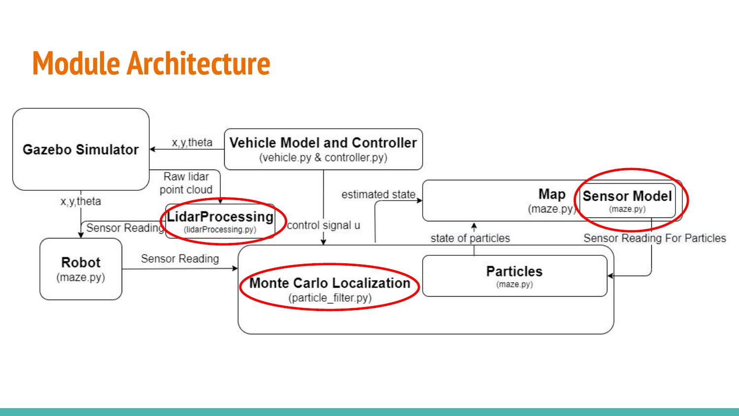# Module Architecture

Gazebo Simulator

Vehicle Model and Controller
(vehicle.py & controller.py)

x,y,theta

Raw lidar point cloud

x,y,theta

LidarProcessing
(lidarProcessing.py)

Sensor Reading

control signal u

estimated state

Map
(maze.py)

Sensor Model
(maze.py)

state of particles

Sensor Reading For Particles

Robot
(maze.py)

Sensor Reading

Monte Carlo Localization
(particle_filter.py)

Particles
(maze.py)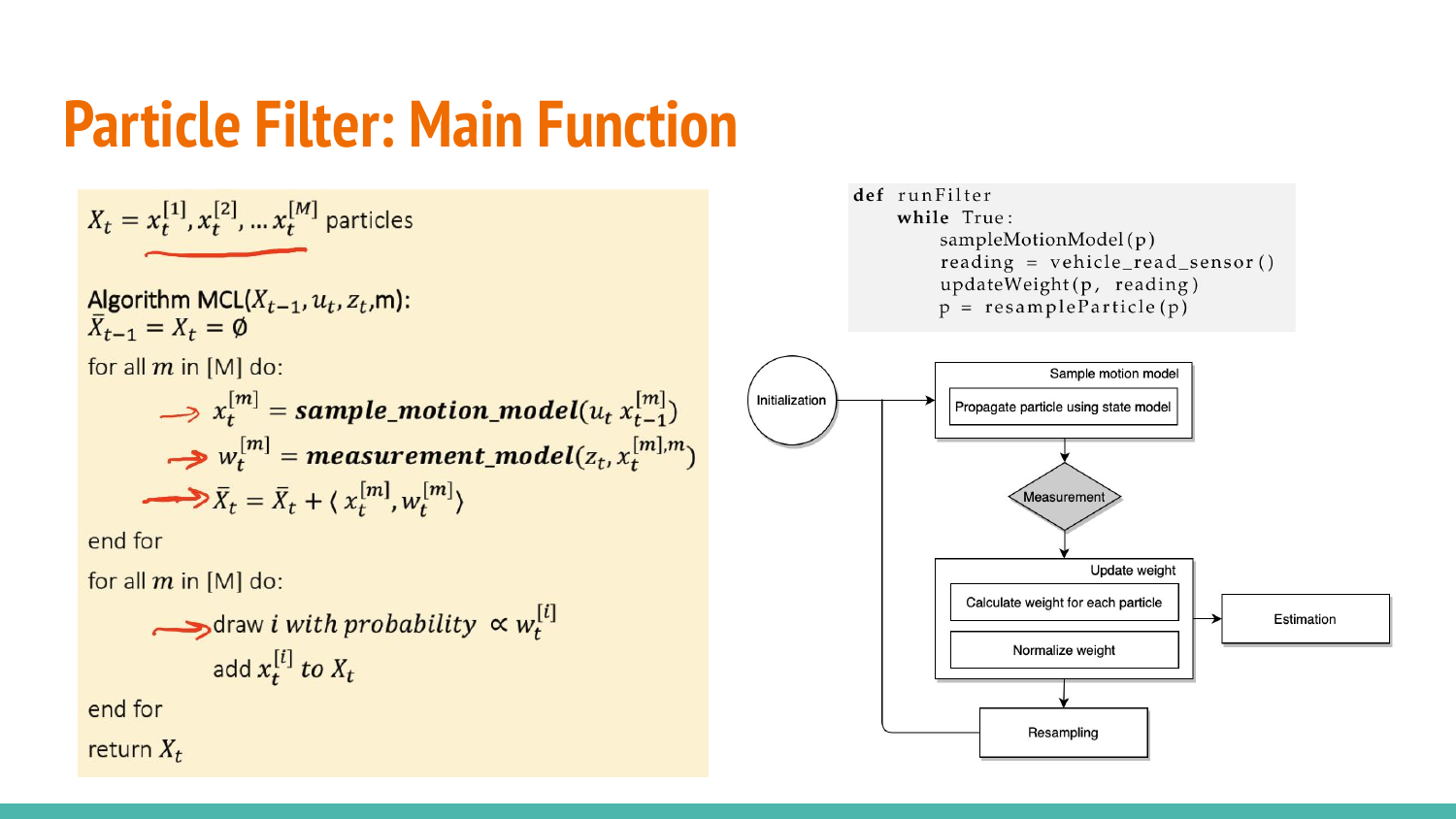# Particle Filter: Main Function

$X_t = x_t^{[1]}, x_t^{[2]}, \ldots x_t^{[M]}$ particles

Algorithm MCL($X_{t-1}, u_t, z_t$,m):

$\bar{X}_{t-1} = X_t = \emptyset$

for all $m$ in [M] do:

$$x_t^{[m]} = \boldsymbol{sample\_motion\_model}(u_t\ x_{t-1}^{[m]})$$

$$w_t^{[m]} = \boldsymbol{measurement\_model}(z_t, x_t^{[m],m})$$

$$\bar{X}_t = \bar{X}_t + \langle\, x_t^{[m]}, w_t^{[m]} \rangle$$

end for

for all $m$ in [M] do:

draw $i$ *with probability* $\propto w_t^{[i]}$

add $x_t^{[i]}$ *to* $X_t$

end for

return $X_t$

```
def runFilter
    while True:
        sampleMotionModel(p)
        reading = vehicle_read_sensor()
        updateWeight(p, reading)
        p = resampleParticle(p)
```

Initialization → Sample motion model (Propagate particle using state model) → Measurement → Update weight (Calculate weight for each particle; Normalize weight) → Estimation; Update weight → Resampling → back to Sample motion model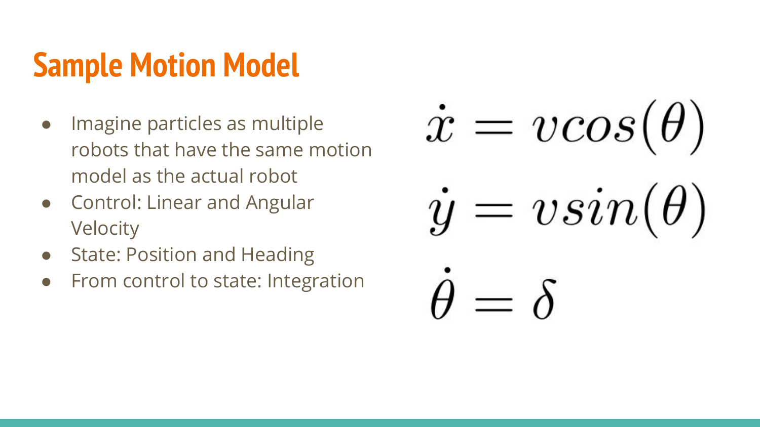# Sample Motion Model

- Imagine particles as multiple robots that have the same motion model as the actual robot
- Control: Linear and Angular Velocity
- State: Position and Heading
- From control to state: Integration

$$\dot{x} = vcos(\theta)$$

$$\dot{y} = vsin(\theta)$$

$$\dot{\theta} = \delta$$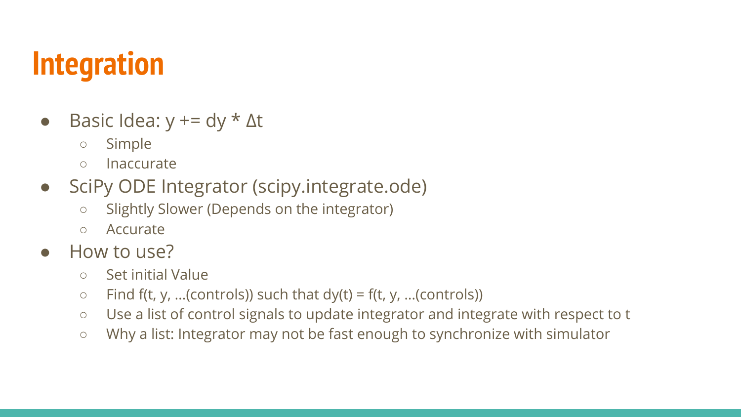# Integration

- Basic Idea: $y \mathrel{+}= dy * \Delta t$
  - Simple
  - Inaccurate
- SciPy ODE Integrator (scipy.integrate.ode)
  - Slightly Slower (Depends on the integrator)
  - Accurate
- How to use?
  - Set initial Value
  - Find f(t, y, ...(controls)) such that dy(t) = f(t, y, ...(controls))
  - Use a list of control signals to update integrator and integrate with respect to t
  - Why a list: Integrator may not be fast enough to synchronize with simulator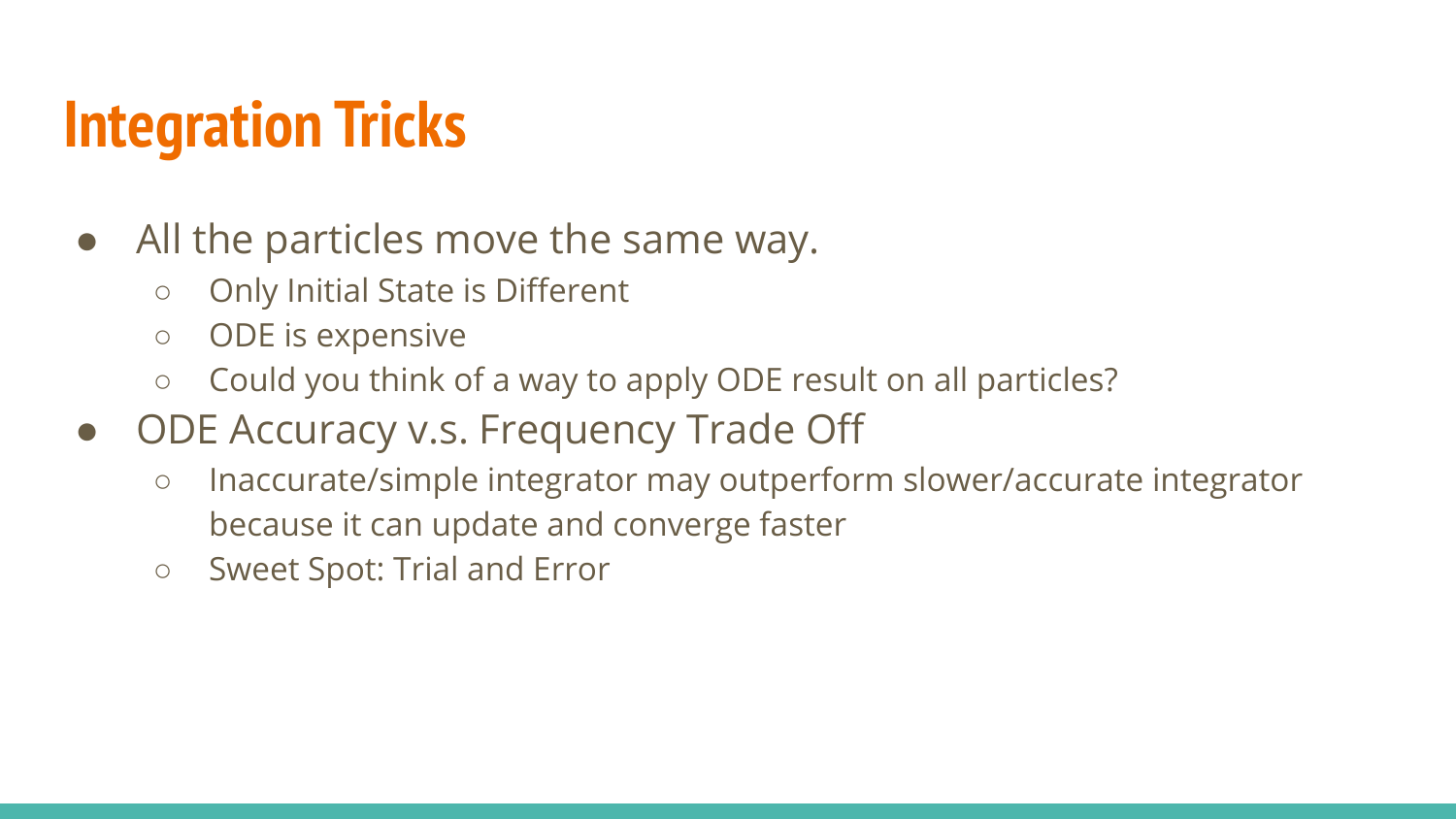# Integration Tricks

- All the particles move the same way.
  - Only Initial State is Different
  - ODE is expensive
  - Could you think of a way to apply ODE result on all particles?
- ODE Accuracy v.s. Frequency Trade Off
  - Inaccurate/simple integrator may outperform slower/accurate integrator because it can update and converge faster
  - Sweet Spot: Trial and Error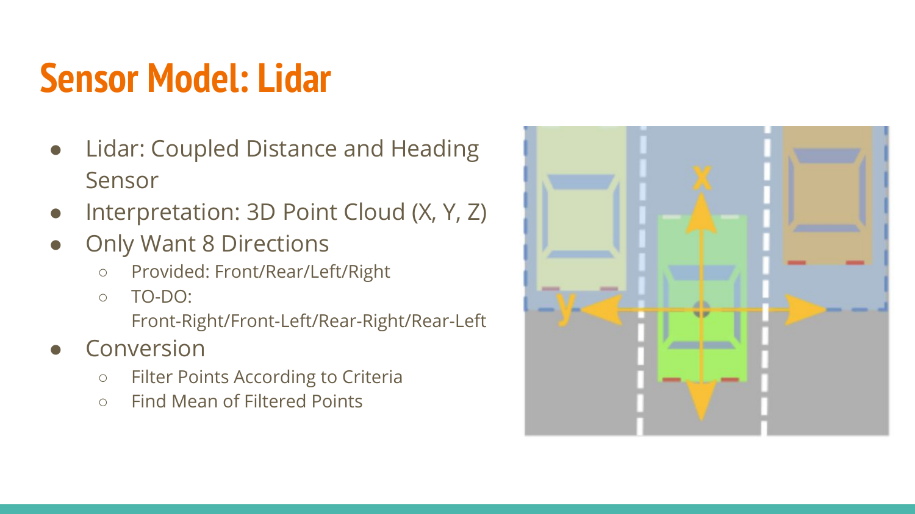# Sensor Model: Lidar

- Lidar: Coupled Distance and Heading Sensor
- Interpretation: 3D Point Cloud (X, Y, Z)
- Only Want 8 Directions
  - Provided: Front/Rear/Left/Right
  - TO-DO: Front-Right/Front-Left/Rear-Right/Rear-Left
- Conversion
  - Filter Points According to Criteria
  - Find Mean of Filtered Points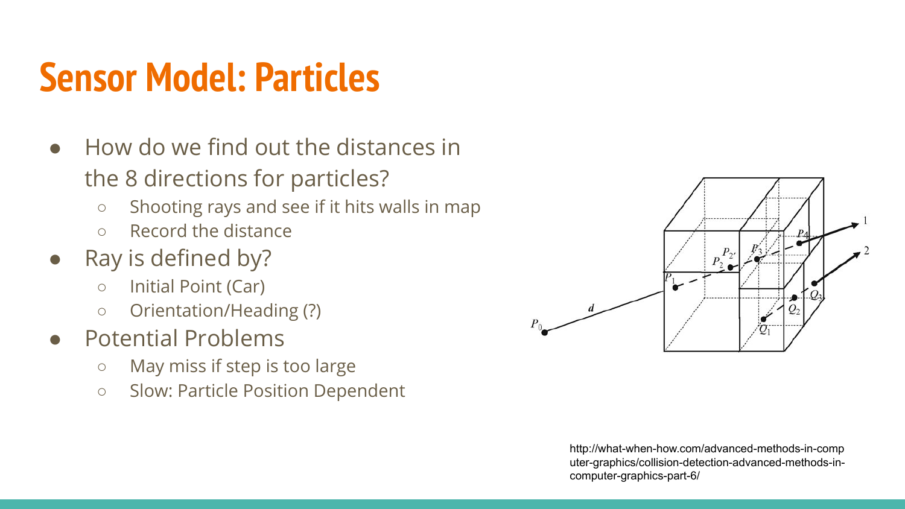# Sensor Model: Particles

- How do we find out the distances in the 8 directions for particles?
  - Shooting rays and see if it hits walls in map
  - Record the distance
- Ray is defined by?
  - Initial Point (Car)
  - Orientation/Heading (?)
- Potential Problems
  - May miss if step is too large
  - Slow: Particle Position Dependent

http://what-when-how.com/advanced-methods-in-computer-graphics/collision-detection-advanced-methods-in-computer-graphics-part-6/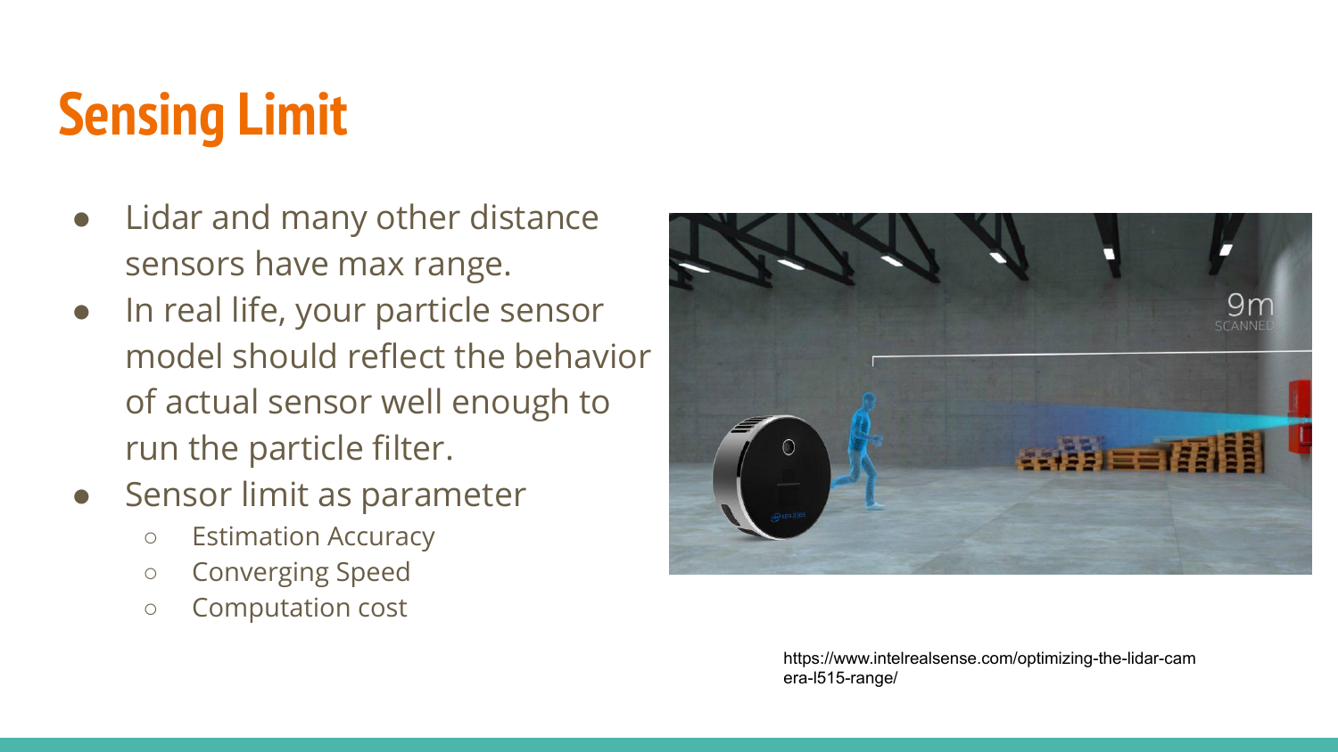# Sensing Limit

- Lidar and many other distance sensors have max range.
- In real life, your particle sensor model should reflect the behavior of actual sensor well enough to run the particle filter.
- Sensor limit as parameter
  - Estimation Accuracy
  - Converging Speed
  - Computation cost

https://www.intelrealsense.com/optimizing-the-lidar-camera-l515-range/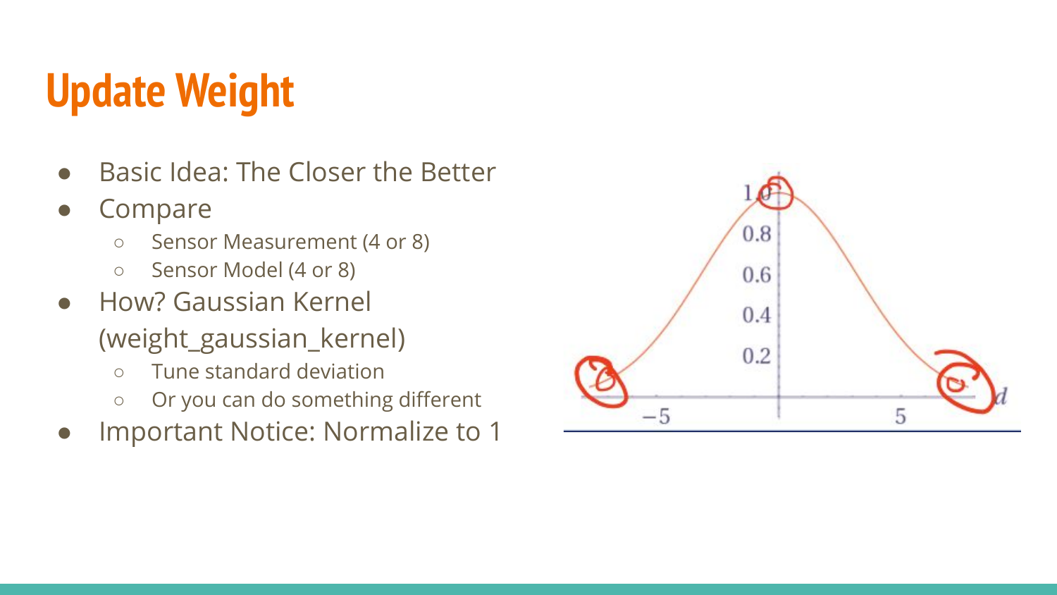# Update Weight

- Basic Idea: The Closer the Better
- Compare
  - Sensor Measurement (4 or 8)
  - Sensor Model (4 or 8)
- How? Gaussian Kernel (weight_gaussian_kernel)
  - Tune standard deviation
  - Or you can do something different
- Important Notice: Normalize to 1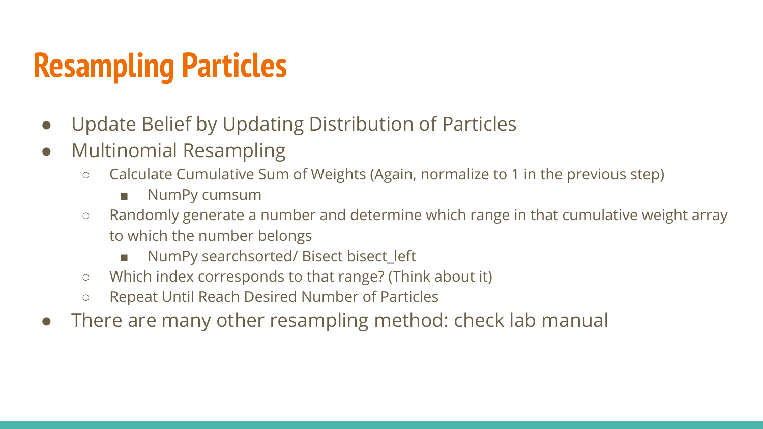# Resampling Particles

- Update Belief by Updating Distribution of Particles
- Multinomial Resampling
  - Calculate Cumulative Sum of Weights (Again, normalize to 1 in the previous step)
    - NumPy cumsum
  - Randomly generate a number and determine which range in that cumulative weight array to which the number belongs
    - NumPy searchsorted/ Bisect bisect_left
  - Which index corresponds to that range? (Think about it)
  - Repeat Until Reach Desired Number of Particles
- There are many other resampling method: check lab manual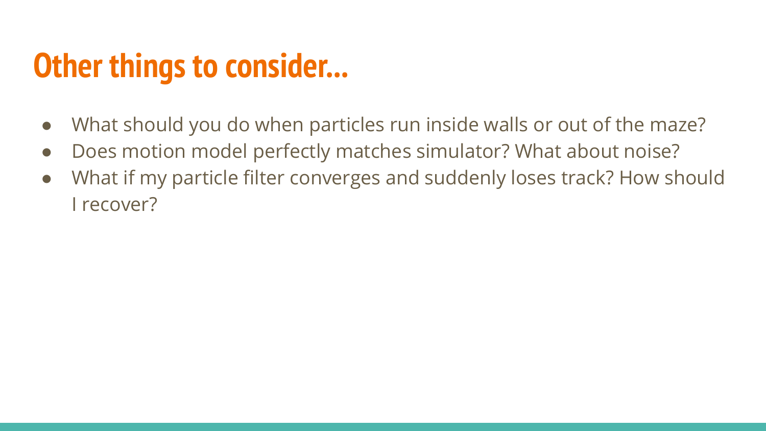# Other things to consider...

- What should you do when particles run inside walls or out of the maze?
- Does motion model perfectly matches simulator? What about noise?
- What if my particle filter converges and suddenly loses track? How should I recover?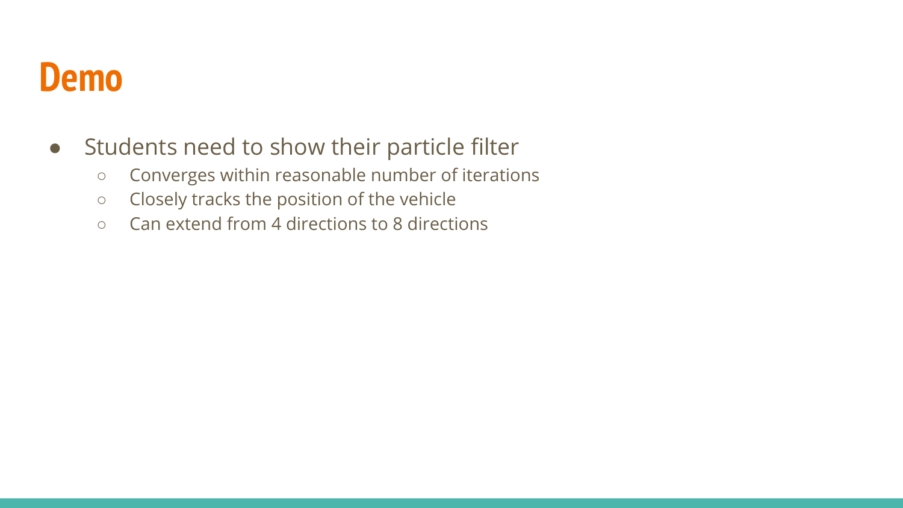# Demo

- Students need to show their particle filter
    - Converges within reasonable number of iterations
    - Closely tracks the position of the vehicle
    - Can extend from 4 directions to 8 directions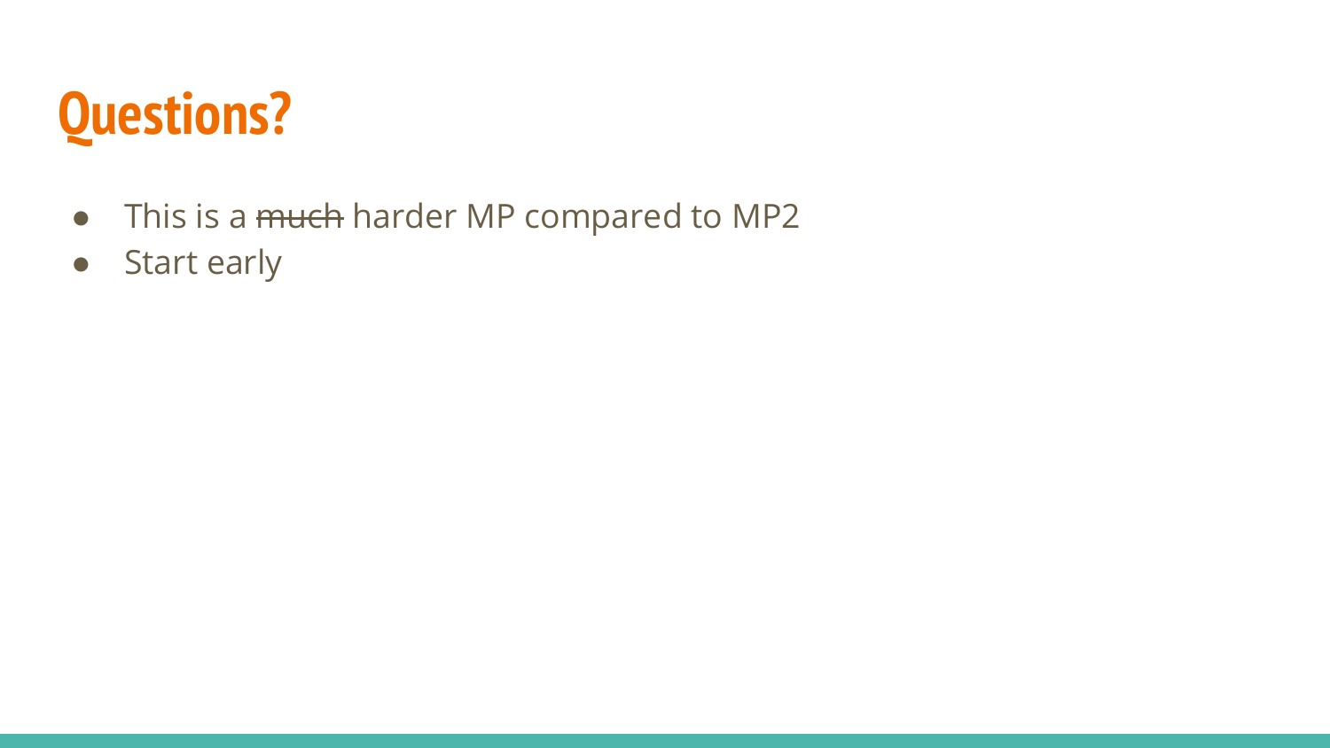# Questions?

- This is a ~~much~~ harder MP compared to MP2
- Start early